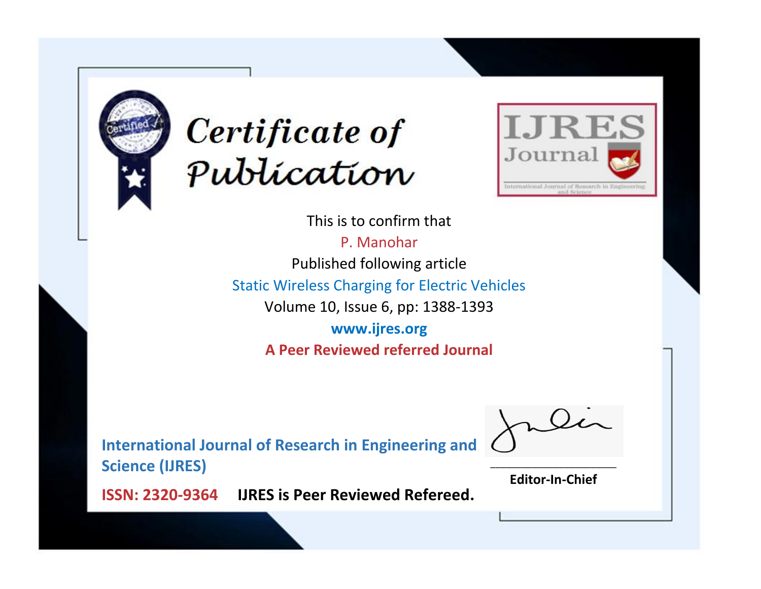# Certificate of Publication

IJRES Journal

International Journal of Research in Engineering and Science

This is to confirm that

P. Manohar

Published following article

Static Wireless Charging for Electric Vehicles

Volume 10, Issue 6, pp: 1388-1393

**www.ijres.org**

**A Peer Reviewed referred Journal**

**International Journal of Research in Engineering and Science (IJRES)**

**ISSN: 2320-9364** **IJRES is Peer Reviewed Refereed.**

**Editor-In-Chief**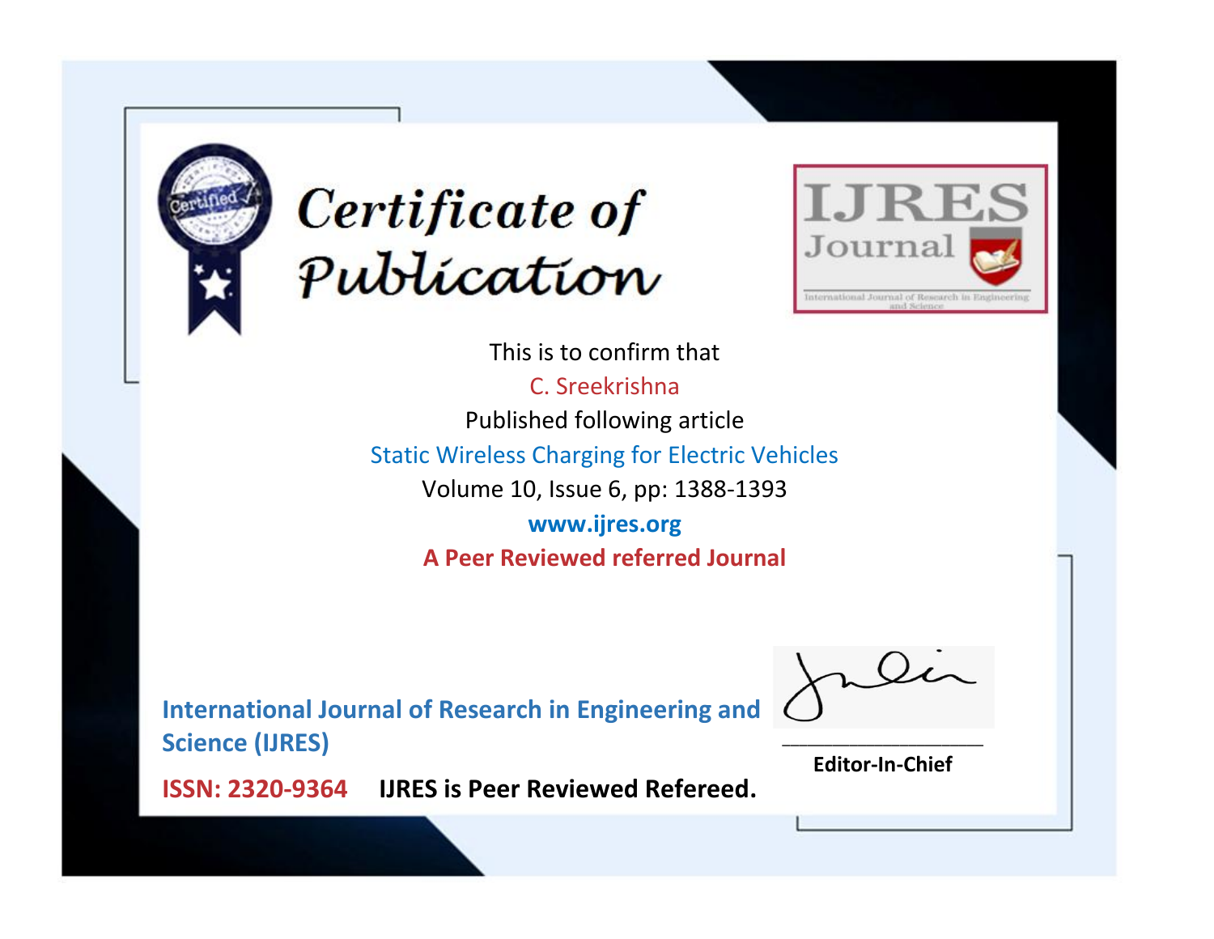# Certificate of Publication

IJRES Journal

International Journal of Research in Engineering and Science

This is to confirm that

C. Sreekrishna

Published following article

Static Wireless Charging for Electric Vehicles

Volume 10, Issue 6, pp: 1388-1393

**www.ijres.org**

**A Peer Reviewed referred Journal**

**International Journal of Research in Engineering and Science (IJRES)**

**ISSN: 2320-9364** **IJRES is Peer Reviewed Refereed.**

**Editor-In-Chief**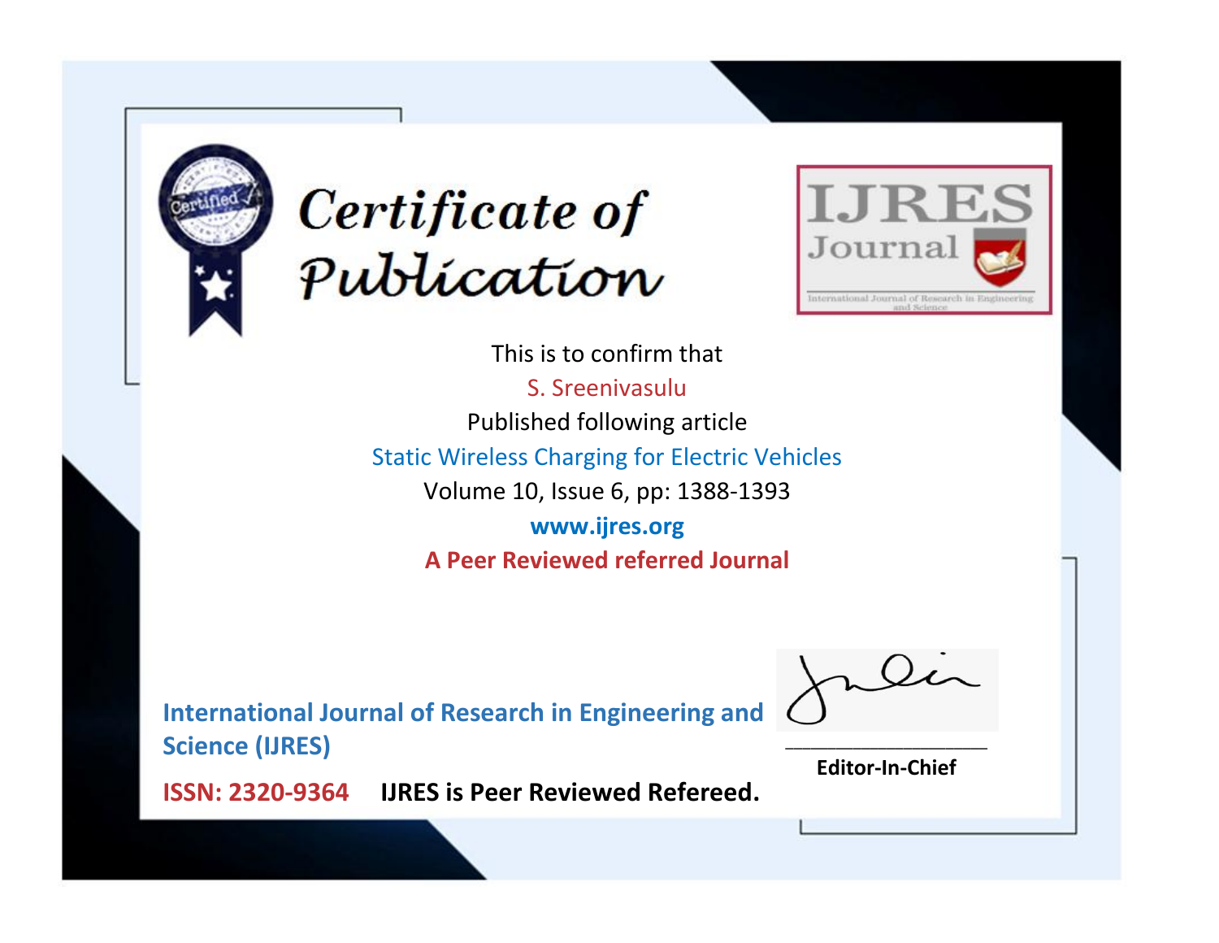# Certificate of Publication

IJRES Journal

International Journal of Research in Engineering and Science

This is to confirm that

S. Sreenivasulu

Published following article

Static Wireless Charging for Electric Vehicles

Volume 10, Issue 6, pp: 1388-1393

**www.ijres.org**

**A Peer Reviewed referred Journal**

**International Journal of Research in Engineering and Science (IJRES)**

**ISSN: 2320-9364** **IJRES is Peer Reviewed Refereed.**

**Editor-In-Chief**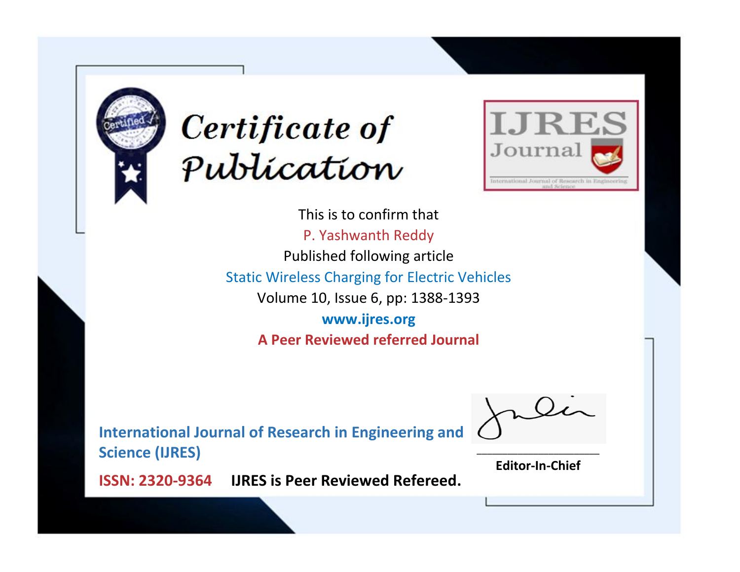# Certificate of Publication

IJRES Journal

International Journal of Research in Engineering and Science

This is to confirm that

P. Yashwanth Reddy

Published following article

Static Wireless Charging for Electric Vehicles

Volume 10, Issue 6, pp: 1388-1393

**www.ijres.org**

**A Peer Reviewed referred Journal**

**International Journal of Research in Engineering and Science (IJRES)**

**ISSN: 2320-9364** **IJRES is Peer Reviewed Refereed.**

**Editor-In-Chief**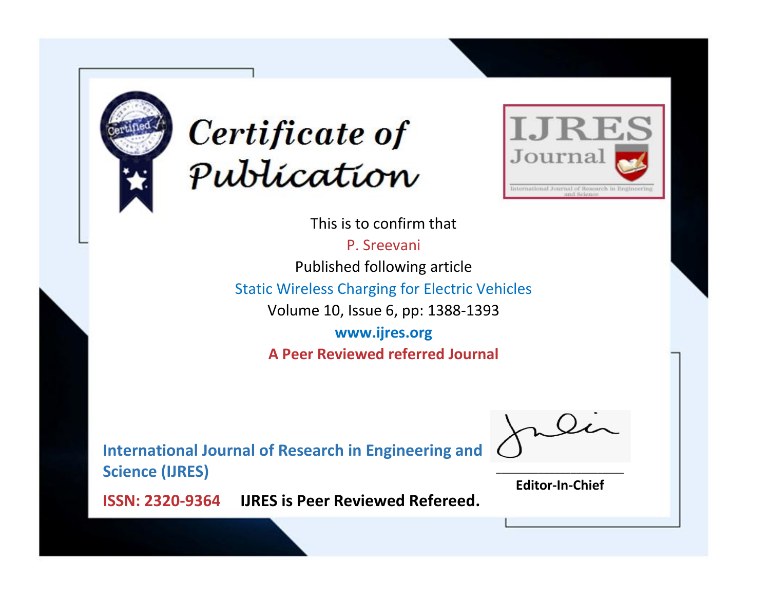# Certificate of Publication

IJRES Journal

International Journal of Research in Engineering and Science

This is to confirm that

P. Sreevani

Published following article

Static Wireless Charging for Electric Vehicles

Volume 10, Issue 6, pp: 1388-1393

**www.ijres.org**

**A Peer Reviewed referred Journal**

**International Journal of Research in Engineering and Science (IJRES)**

**ISSN: 2320-9364** **IJRES is Peer Reviewed Refereed.**

**Editor-In-Chief**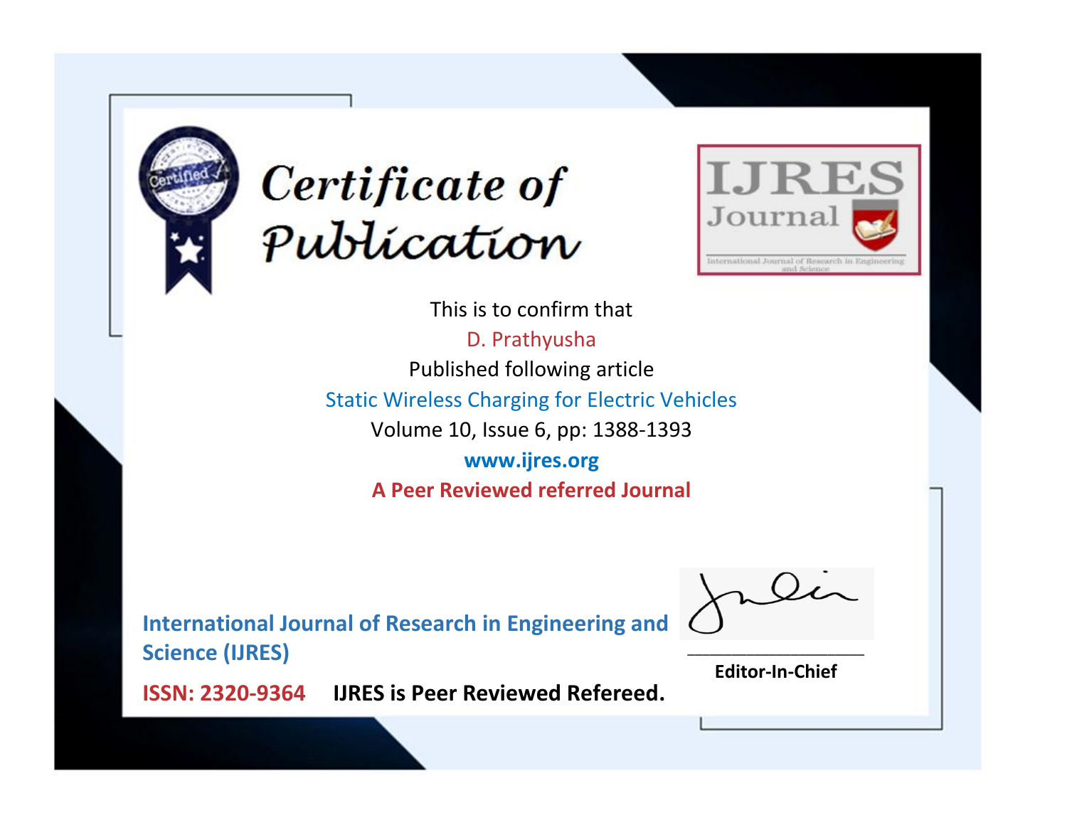# Certificate of Publication

IJRES Journal

International Journal of Research in Engineering and Science

This is to confirm that

D. Prathyusha

Published following article

Static Wireless Charging for Electric Vehicles

Volume 10, Issue 6, pp: 1388-1393

**www.ijres.org**

**A Peer Reviewed referred Journal**

**International Journal of Research in Engineering and Science (IJRES)**

**ISSN: 2320-9364** **IJRES is Peer Reviewed Refereed.**

**Editor-In-Chief**